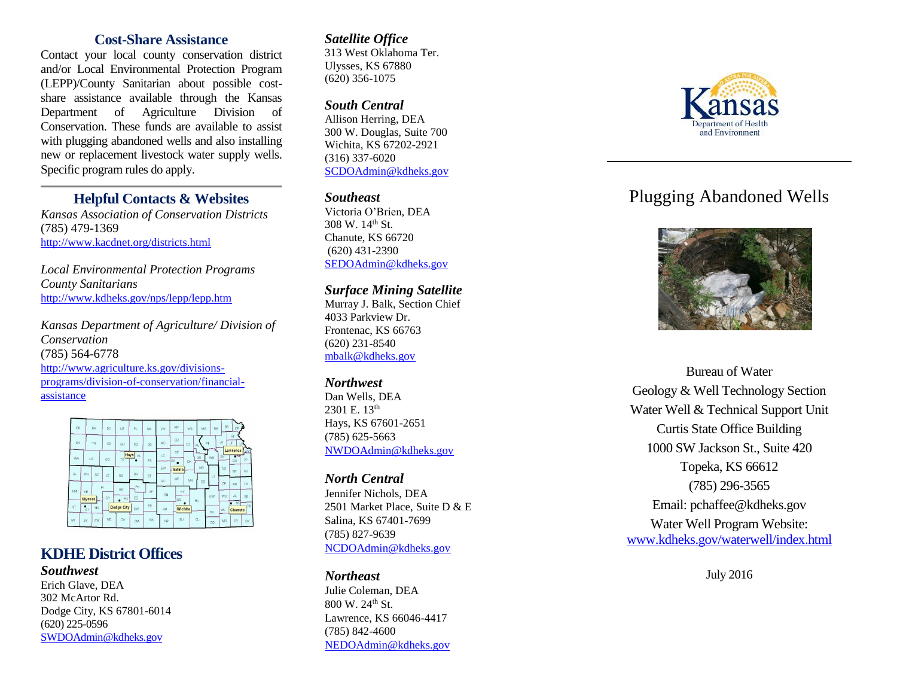## Cost-Share Assistance

Contact your local county conservation district and/or Local Environmental Protection Program (LEPP)/County Sanitarian about possible cost-share assistance available through the Kansas Department of Agriculture Division of Conservation. These funds are available to assist with plugging abandoned wells and also installing new or replacement livestock water supply wells. Specific program rules do apply.

## Helpful Contacts & Websites

*Kansas Association of Conservation Districts*
(785) 479-1369
http://www.kacdnet.org/districts.html

*Local Environmental Protection Programs County Sanitarians*
http://www.kdheks.gov/nps/lepp/lepp.htm

*Kansas Department of Agriculture/ Division of Conservation*
(785) 564-6778
http://www.agriculture.ks.gov/divisions-programs/division-of-conservation/financial-assistance

## KDHE District Offices

***Southwest***
Erich Glave, DEA
302 McArtor Rd.
Dodge City, KS 67801-6014
(620) 225-0596
SWDOAdmin@kdheks.gov

***Satellite Office***
313 West Oklahoma Ter.
Ulysses, KS 67880
(620) 356-1075

***South Central***
Allison Herring, DEA
300 W. Douglas, Suite 700
Wichita, KS 67202-2921
(316) 337-6020
SCDOAdmin@kdheks.gov

***Southeast***
Victoria O'Brien, DEA
308 W. 14th St.
Chanute, KS 66720
(620) 431-2390
SEDOAdmin@kdheks.gov

***Surface Mining Satellite***
Murray J. Balk, Section Chief
4033 Parkview Dr.
Frontenac, KS 66763
(620) 231-8540
mbalk@kdheks.gov

***Northwest***
Dan Wells, DEA
2301 E. 13th
Hays, KS 67601-2651
(785) 625-5663
NWDOAdmin@kdheks.gov

***North Central***
Jennifer Nichols, DEA
2501 Market Place, Suite D & E
Salina, KS 67401-7699
(785) 827-9639
NCDOAdmin@kdheks.gov

***Northeast***
Julie Coleman, DEA
800 W. 24th St.
Lawrence, KS 66046-4417
(785) 842-4600
NEDOAdmin@kdheks.gov

Kansas Department of Health and Environment

# Plugging Abandoned Wells

Bureau of Water
Geology & Well Technology Section
Water Well & Technical Support Unit
Curtis State Office Building
1000 SW Jackson St., Suite 420
Topeka, KS 66612
(785) 296-3565
Email: pchaffee@kdheks.gov
Water Well Program Website:
www.kdheks.gov/waterwell/index.html

July 2016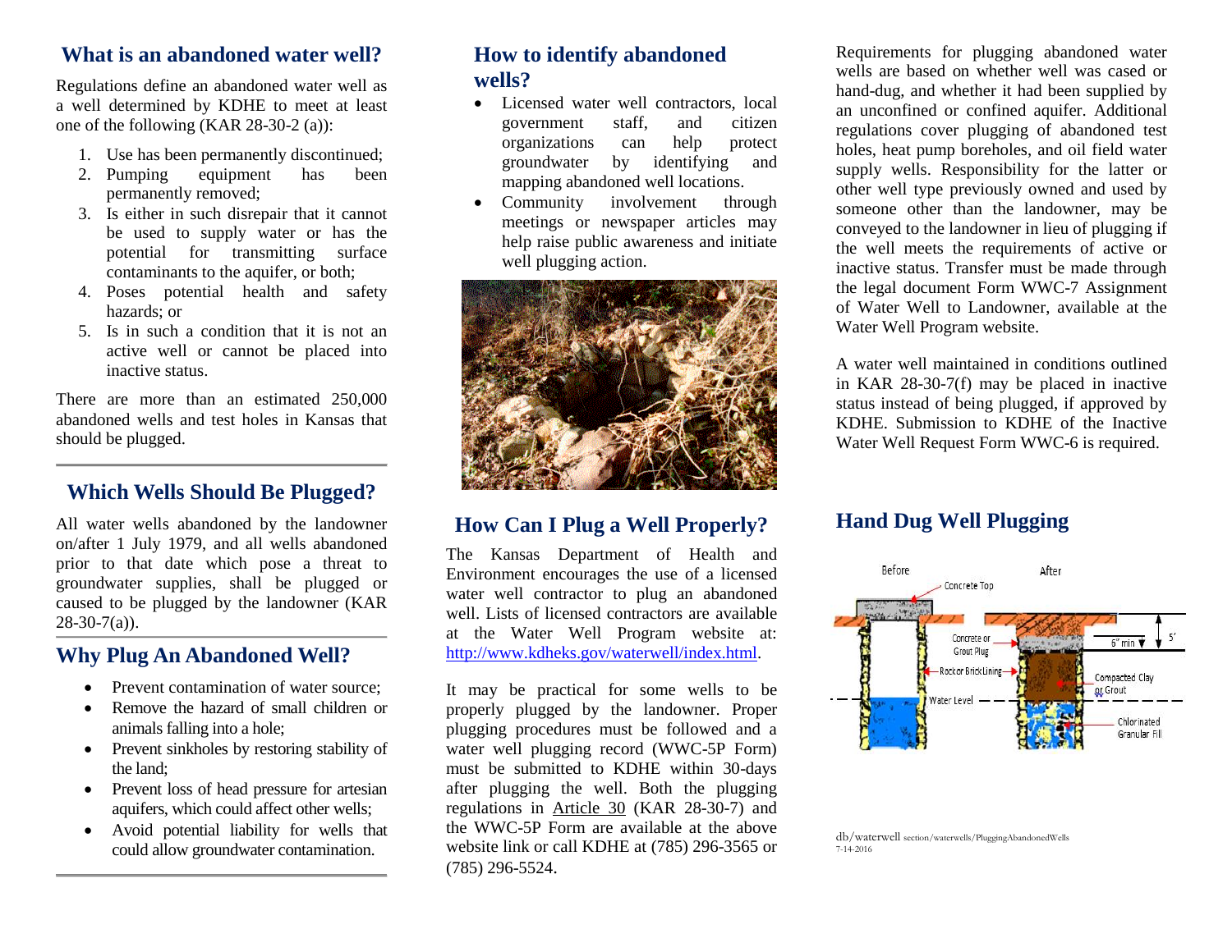## What is an abandoned water well?

Regulations define an abandoned water well as a well determined by KDHE to meet at least one of the following (KAR 28-30-2 (a)):

1. Use has been permanently discontinued;
2. Pumping equipment has been permanently removed;
3. Is either in such disrepair that it cannot be used to supply water or has the potential for transmitting surface contaminants to the aquifer, or both;
4. Poses potential health and safety hazards; or
5. Is in such a condition that it is not an active well or cannot be placed into inactive status.

There are more than an estimated 250,000 abandoned wells and test holes in Kansas that should be plugged.

## Which Wells Should Be Plugged?

All water wells abandoned by the landowner on/after 1 July 1979, and all wells abandoned prior to that date which pose a threat to groundwater supplies, shall be plugged or caused to be plugged by the landowner (KAR 28-30-7(a)).

## Why Plug An Abandoned Well?

- Prevent contamination of water source;
- Remove the hazard of small children or animals falling into a hole;
- Prevent sinkholes by restoring stability of the land;
- Prevent loss of head pressure for artesian aquifers, which could affect other wells;
- Avoid potential liability for wells that could allow groundwater contamination.

## How to identify abandoned wells?

- Licensed water well contractors, local government staff, and citizen organizations can help protect groundwater by identifying and mapping abandoned well locations.
- Community involvement through meetings or newspaper articles may help raise public awareness and initiate well plugging action.

## How Can I Plug a Well Properly?

The Kansas Department of Health and Environment encourages the use of a licensed water well contractor to plug an abandoned well. Lists of licensed contractors are available at the Water Well Program website at: http://www.kdheks.gov/waterwell/index.html.

It may be practical for some wells to be properly plugged by the landowner. Proper plugging procedures must be followed and a water well plugging record (WWC-5P Form) must be submitted to KDHE within 30-days after plugging the well. Both the plugging regulations in Article 30 (KAR 28-30-7) and the WWC-5P Form are available at the above website link or call KDHE at (785) 296-3565 or (785) 296-5524.

Requirements for plugging abandoned water wells are based on whether well was cased or hand-dug, and whether it had been supplied by an unconfined or confined aquifer. Additional regulations cover plugging of abandoned test holes, heat pump boreholes, and oil field water supply wells. Responsibility for the latter or other well type previously owned and used by someone other than the landowner, may be conveyed to the landowner in lieu of plugging if the well meets the requirements of active or inactive status. Transfer must be made through the legal document Form WWC-7 Assignment of Water Well to Landowner, available at the Water Well Program website.

A water well maintained in conditions outlined in KAR 28-30-7(f) may be placed in inactive status instead of being plugged, if approved by KDHE. Submission to KDHE of the Inactive Water Well Request Form WWC-6 is required.

## Hand Dug Well Plugging

Before

After

Concrete Top

Concrete or Grout Plug

Rock or Brick Lining

Water Level

6" min

5'

Compacted Clay or Grout

Chlorinated Granular Fill

db/waterwell section/waterwells/PluggingAbandonedWells
7-14-2016